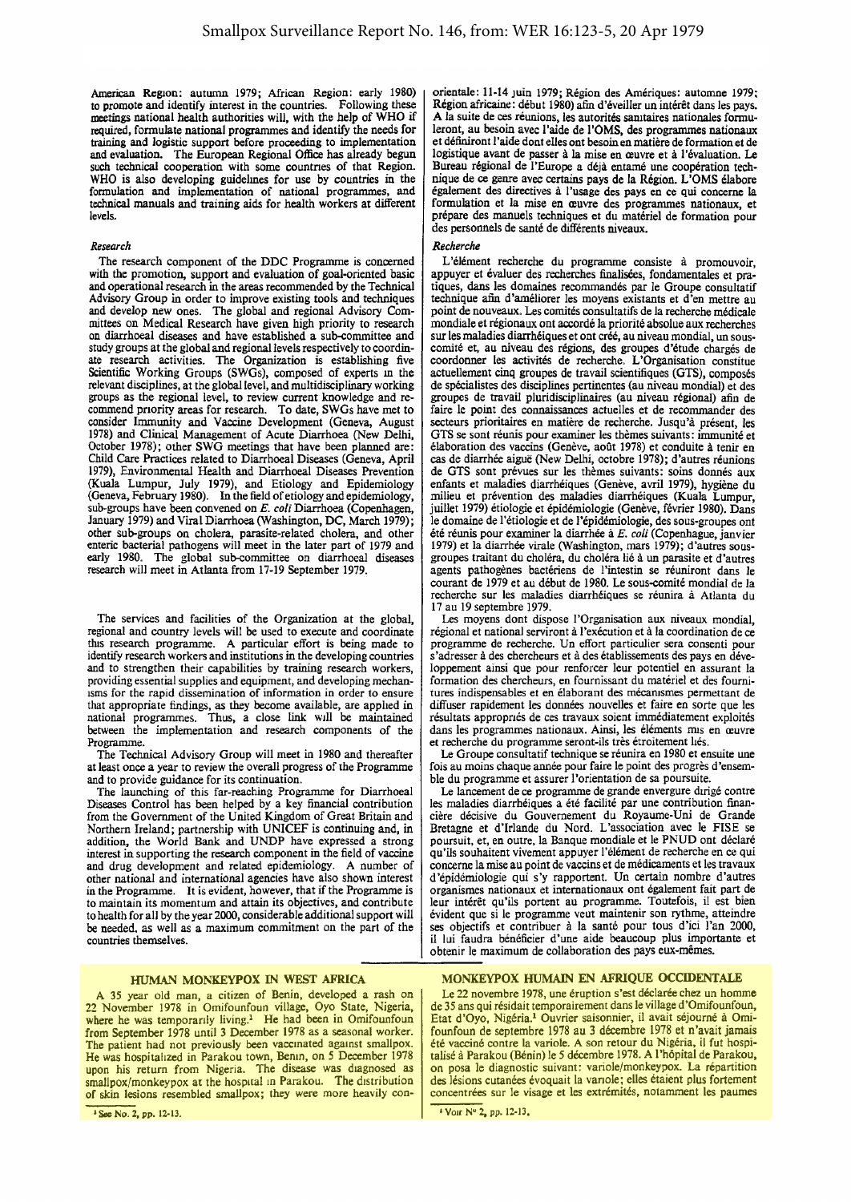American Region: autumn 1979; African Region: early 1980) to promote and identify interest in the countries. Following these meetings national health authorities will, with the help of WHO if required, formulate national programmes and identify the needs for training and logistic support before proceeding to implementation and evaluation. The European Regional Office has already begun such technical cooperation with some countries of that Region. WHO is also developing guidelines for use by countries in the formulation and implementation of national programmes, and technical manuals and training aids for health workers at different levels.

### *Research*

The research component of the DDC Programme is concerned with the promotion, support and evaluation of goal-oriented basic and operational research in the areas recommended by the Technical Advisory Group in order to improve existing tools and techniques and develop new ones. The global and regional Advisory Committees on Medical Research have given high priority to research on diarrhoeal diseases and have established a sub-committee and study groups at the global and regional levels respectively to coordinate research activities. The Organization is establishing five Scientific Working Groups (SWGs), composed of experts in the relevant disciplines, at the global level, and multidisciplinary working groups as the regional level, to review current knowledge and recommend priority areas for research. To date, SWGs have met to consider Immunity and Vaccine Development (Geneva, August 1978) and Clinical Management of Acute Diarrhoea (New Delhi, October 1978); other SWG meetings that have been planned are: Child Care Practices related to Diarrhoeal Diseases (Geneva, April 1979), Environmental Health and Diarrhoeal Diseases Prevention (Kuala Lumpur, July 1979), and Etiology and Epidemiology (Geneva, February 1980). In the field of etiology and epidemiology, sub-groups have been convened on *E. coli* Diarrhoea (Copenhagen, January 1979) and Viral Diarrhoea (Washington, DC, March 1979); other sub-groups on cholera, parasite-related cholera, and other enteric bacterial pathogens will meet in the later part of 1979 and early 1980. The global sub-committee on diarrhoeal diseases research will meet in Atlanta from 17-19 September 1979.

The services and facilities of the Organization at the global, regional and country levels will be used to execute and coordinate this research programme. A particular effort is being made to identify research workers and institutions in the developing countries and to strengthen their capabilities by training research workers, providing essential supplies and equipment, and developing mechanisms for the rapid dissemination of information in order to ensure that appropriate findings, as they become available, are applied in national programmes. Thus, a close link will be maintained between the implementation and research components of the Programme.

The Technical Advisory Group will meet in 1980 and thereafter at least once a year to review the overall progress of the Programme and to provide guidance for its continuation.

The launching of this far-reaching Programme for Diarrhoeal Diseases Control has been helped by a key financial contribution from the Government of the United Kingdom of Great Britain and Northern Ireland; partnership with UNICEF is continuing and, in addition, the World Bank and UNDP have expressed a strong interest in supporting the research component in the field of vaccine and drug development and related epidemiology. A number of other national and international agencies have also shown interest in the Programme. It is evident, however, that if the Programme is to maintain its momentum and attain its objectives, and contribute to health for all by the year 2000, considerable additional support will be needed, as well as a maximum commitment on the part of the countries themselves.

orientale: 11-14 juin 1979; Région des Amériques: automne 1979; Région africaine: début 1980) afin d'éveiller un intérêt dans les pays. A la suite de ces réunions, les autorités sanitaires nationales formuleront, au besoin avec l'aide de l'OMS, des programmes nationaux et définiront l'aide dont elles ont besoin en matière de formation et de logistique avant de passer à la mise en œuvre et à l'évaluation. Le Bureau régional de l'Europe a déjà entamé une coopération technique de ce genre avec certains pays de la Région. L'OMS élabore également des directives à l'usage des pays en ce qui concerne la formulation et la mise en œuvre des programmes nationaux, et prépare des manuels techniques et du matériel de formation pour des personnels de santé de différents niveaux.

### *Recherche*

L'élément recherche du programme consiste à promouvoir, appuyer et évaluer des recherches finalisées, fondamentales et pratiques, dans les domaines recommandés par le Groupe consultatif technique afin d'améliorer les moyens existants et d'en mettre au point de nouveaux. Les comités consultatifs de la recherche médicale mondiale et régionaux ont accordé la priorité absolue aux recherches sur les maladies diarrhéiques et ont créé, au niveau mondial, un sous-comité et, au niveau des régions, des groupes d'étude chargés de coordonner les activités de recherche. L'Organisation constitue actuellement cinq groupes de travail scientifiques (GTS), composés de spécialistes des disciplines pertinentes (au niveau mondial) et des groupes de travail pluridisciplinaires (au niveau régional) afin de faire le point des connaissances actuelles et de recommander des secteurs prioritaires en matière de recherche. Jusqu'à présent, les GTS se sont réunis pour examiner les thèmes suivants: immunité et élaboration des vaccins (Genève, août 1978) et conduite à tenir en cas de diarrhée aiguë (New Delhi, octobre 1978); d'autres réunions de GTS sont prévues sur les thèmes suivants: soins donnés aux enfants et maladies diarrhéiques (Genève, avril 1979), hygiène du milieu et prévention des maladies diarrhéiques (Kuala Lumpur, juillet 1979) étiologie et épidémiologie (Genève, février 1980). Dans le domaine de l'étiologie et de l'épidémiologie, des sous-groupes ont été réunis pour examiner la diarrhée à *E. coli* (Copenhague, janvier 1979) et la diarrhée virale (Washington, mars 1979); d'autres sous-groupes traitant du choléra, du choléra lié à un parasite et d'autres agents pathogènes bactériens de l'intestin se réuniront dans le courant de 1979 et au début de 1980. Le sous-comité mondial de la recherche sur les maladies diarrhéiques se réunira à Atlanta du 17 au 19 septembre 1979.

Les moyens dont dispose l'Organisation aux niveaux mondial, régional et national serviront à l'exécution et à la coordination de ce programme de recherche. Un effort particulier sera consenti pour s'adresser à des chercheurs et à des établissements des pays en développement ainsi que pour renforcer leur potentiel en assurant la formation des chercheurs, en fournissant du matériel et des fournitures indispensables et en élaborant des mécanismes permettant de diffuser rapidement les données nouvelles et faire en sorte que les résultats appropriés de ces travaux soient immédiatement exploités dans les programmes nationaux. Ainsi, les éléments mis en œuvre et recherche du programme seront-ils très étroitement liés.

Le Groupe consultatif technique se réunira en 1980 et ensuite une fois au moins chaque année pour faire le point des progrès d'ensemble du programme et assurer l'orientation de sa poursuite.

Le lancement de ce programme de grande envergure dirigé contre les maladies diarrhéiques a été facilité par une contribution financière décisive du Gouvernement du Royaume-Uni de Grande Bretagne et d'Irlande du Nord. L'association avec le FISE se poursuit, et, en outre, la Banque mondiale et le PNUD ont déclaré qu'ils souhaitent vivement appuyer l'élément de recherche en ce qui concerne la mise au point de vaccins et de médicaments et les travaux d'épidémiologie qui s'y rapportent. Un certain nombre d'autres organismes nationaux et internationaux ont également fait part de leur intérêt qu'ils portent au programme. Toutefois, il est bien évident que si le programme veut maintenir son rythme, atteindre ses objectifs et contribuer à la santé pour tous d'ici l'an 2000, il lui faudra bénéficier d'une aide beaucoup plus importante et obtenir le maximum de collaboration des pays eux-mêmes.

## HUMAN MONKEYPOX IN WEST AFRICA

A 35 year old man, a citizen of Benin, developed a rash on 22 November 1978 in Omifounfoun village, Oyo State, Nigeria, where he was temporarily living.[1] He had been in Omifounfoun from September 1978 until 3 December 1978 as a seasonal worker. The patient had not previously been vaccinated against smallpox. He was hospitalized in Parakou town, Benin, on 5 December 1978 upon his return from Nigeria. The disease was diagnosed as smallpox/monkeypox at the hospital in Parakou. The distribution of skin lesions resembled smallpox; they were more heavily con-

[1] See No. 2, pp. 12-13.

## MONKEYPOX HUMAIN EN AFRIQUE OCCIDENTALE

Le 22 novembre 1978, une éruption s'est déclarée chez un homme de 35 ans qui résidait temporairement dans le village d'Omifounfoun, Etat d'Oyo, Nigéria.[1] Ouvrier saisonnier, il avait séjourné à Omifounfoun de septembre 1978 au 3 décembre 1978 et n'avait jamais été vacciné contre la variole. A son retour du Nigéria, il fut hospitalisé à Parakou (Bénin) le 5 décembre 1978. A l'hôpital de Parakou, on posa le diagnostic suivant: variole/monkeypox. La répartition des lésions cutanées évoquait la variole; elles étaient plus fortement concentrées sur le visage et les extrémités, notamment les paumes

[1] Voir N° 2, pp. 12-13.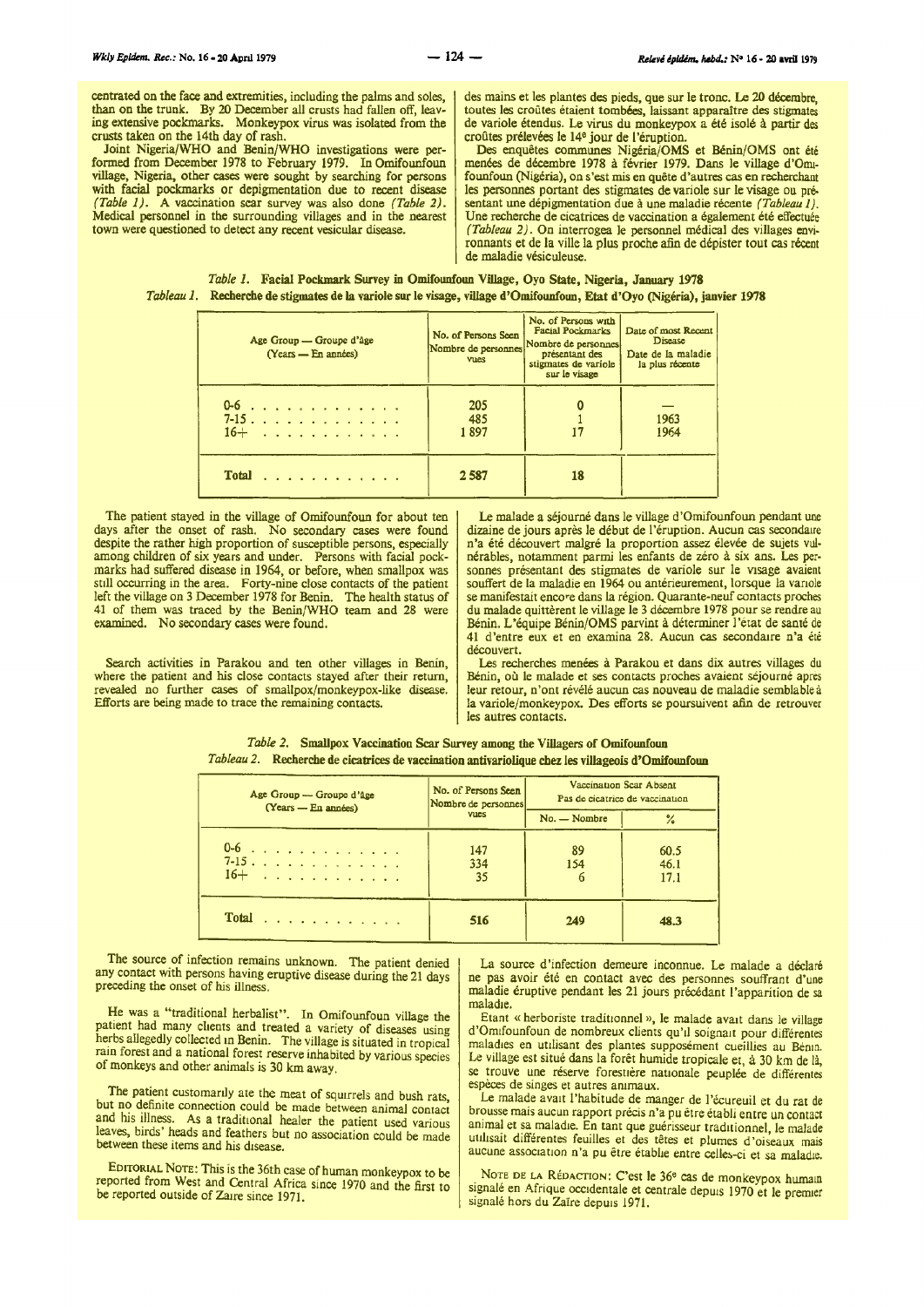centrated on the face and extremities, including the palms and soles, than on the trunk. By 20 December all crusts had fallen off, leaving extensive pockmarks. Monkeypox virus was isolated from the crusts taken on the 14th day of rash.

Joint Nigeria/WHO and Benin/WHO investigations were performed from December 1978 to February 1979. In Omifounfoun village, Nigeria, other cases were sought by searching for persons with facial pockmarks or depigmentation due to recent disease *(Table 1)*. A vaccination scar survey was also done *(Table 2)*. Medical personnel in the surrounding villages and in the nearest town were questioned to detect any recent vesicular disease.

des mains et les plantes des pieds, que sur le tronc. Le 20 décembre, toutes les croûtes étaient tombées, laissant apparaître des stigmates de variole étendus. Le virus du monkeypox a été isolé à partir des croûtes prélevées le 14e jour de l'éruption.

Des enquêtes communes Nigéria/OMS et Bénin/OMS ont été menées de décembre 1978 à février 1979. Dans le village d'Omifounfoun (Nigéria), on s'est mis en quête d'autres cas en recherchant les personnes portant des stigmates de variole sur le visage ou présentant une dépigmentation due à une maladie récente *(Tableau 1)*. Une recherche de cicatrices de vaccination a également été effectuée *(Tableau 2)*. On interrogea le personnel médical des villages environnants et de la ville la plus proche afin de dépister tout cas récent de maladie vésiculeuse.

*Table 1.* **Facial Pockmark Survey in Omifounfoun Village, Oyo State, Nigeria, January 1978**
*Tableau 1.* **Recherche de stigmates de la variole sur le visage, village d'Omifounfoun, Etat d'Oyo (Nigéria), janvier 1978**

| Age Group — Groupe d'âge (Years — En années) | No. of Persons Seen / Nombre de personnes vues | No. of Persons with Facial Pockmarks / Nombre de personnes présentant des stigmates de variole sur le visage | Date of most Recent Disease / Date de la maladie la plus récente |
|---|---|---|---|
| 0-6 | 205 | 0 | — |
| 7-15 | 485 | 1 | 1963 |
| 16+ | 1 897 | 17 | 1964 |
| **Total** | **2 587** | **18** | |

The patient stayed in the village of Omifounfoun for about ten days after the onset of rash. No secondary cases were found despite the rather high proportion of susceptible persons, especially among children of six years and under. Persons with facial pockmarks had suffered disease in 1964, or before, when smallpox was still occurring in the area. Forty-nine close contacts of the patient left the village on 3 December 1978 for Benin. The health status of 41 of them was traced by the Benin/WHO team and 28 were examined. No secondary cases were found.

Search activities in Parakou and ten other villages in Benin, where the patient and his close contacts stayed after their return, revealed no further cases of smallpox/monkeypox-like disease. Efforts are being made to trace the remaining contacts.

Le malade a séjourné dans le village d'Omifounfoun pendant une dizaine de jours après le début de l'éruption. Aucun cas secondaire n'a été découvert malgré la proportion assez élevée de sujets vulnérables, notamment parmi les enfants de zéro à six ans. Les personnes présentant des stigmates de variole sur le visage avaient souffert de la maladie en 1964 ou antérieurement, lorsque la variole se manifestait encore dans la région. Quarante-neuf contacts proches du malade quittèrent le village le 3 décembre 1978 pour se rendre au Bénin. L'équipe Bénin/OMS parvint à déterminer l'état de santé de 41 d'entre eux et en examina 28. Aucun cas secondaire n'a été découvert.

Les recherches menées à Parakou et dans dix autres villages du Bénin, où le malade et ses contacts proches avaient séjourné après leur retour, n'ont révélé aucun cas nouveau de maladie semblable à la variole/monkeypox. Des efforts se poursuivent afin de retrouver les autres contacts.

*Table 2.* **Smallpox Vaccination Scar Survey among the Villagers of Omifounfoun**
*Tableau 2.* **Recherche de cicatrices de vaccination antivariolique chez les villageois d'Omifounfoun**

| Age Group — Groupe d'âge (Years — En années) | No. of Persons Seen / Nombre de personnes vues | Vaccination Scar Absent / Pas de cicatrice de vaccination | |
|---|---|---|---|
| | | No. — Nombre | % |
| 0-6 | 147 | 89 | 60.5 |
| 7-15 | 334 | 154 | 46.1 |
| 16+ | 35 | 6 | 17.1 |
| **Total** | **516** | **249** | **48.3** |

The source of infection remains unknown. The patient denied any contact with persons having eruptive disease during the 21 days preceding the onset of his illness.

He was a "traditional herbalist". In Omifounfoun village the patient had many clients and treated a variety of diseases using herbs allegedly collected in Benin. The village is situated in tropical rain forest and a national forest reserve inhabited by various species of monkeys and other animals is 30 km away.

The patient customarily ate the meat of squirrels and bush rats, but no definite connection could be made between animal contact and his illness. As a traditional healer the patient used various leaves, birds' heads and feathers but no association could be made between these items and his disease.

EDITORIAL NOTE: This is the 36th case of human monkeypox to be reported from West and Central Africa since 1970 and the first to be reported outside of Zaire since 1971.

La source d'infection demeure inconnue. Le malade a déclaré ne pas avoir été en contact avec des personnes souffrant d'une maladie éruptive pendant les 21 jours précédant l'apparition de sa maladie.

Etant « herboriste traditionnel », le malade avait dans le village d'Omifounfoun de nombreux clients qu'il soignait pour différentes maladies en utilisant des plantes supposément cueillies au Bénin. Le village est situé dans la forêt humide tropicale et, à 30 km de là, se trouve une réserve forestière nationale peuplée de différentes espèces de singes et autres animaux.

Le malade avait l'habitude de manger de l'écureuil et du rat de brousse mais aucun rapport précis n'a pu être établi entre un contact animal et sa maladie. En tant que guérisseur traditionnel, le malade utilisait différentes feuilles et des têtes et plumes d'oiseaux mais aucune association n'a pu être établie entre celles-ci et sa maladie.

NOTE DE LA RÉDACTION: C'est le 36e cas de monkeypox humain signalé en Afrique occidentale et centrale depuis 1970 et le premier signalé hors du Zaïre depuis 1971.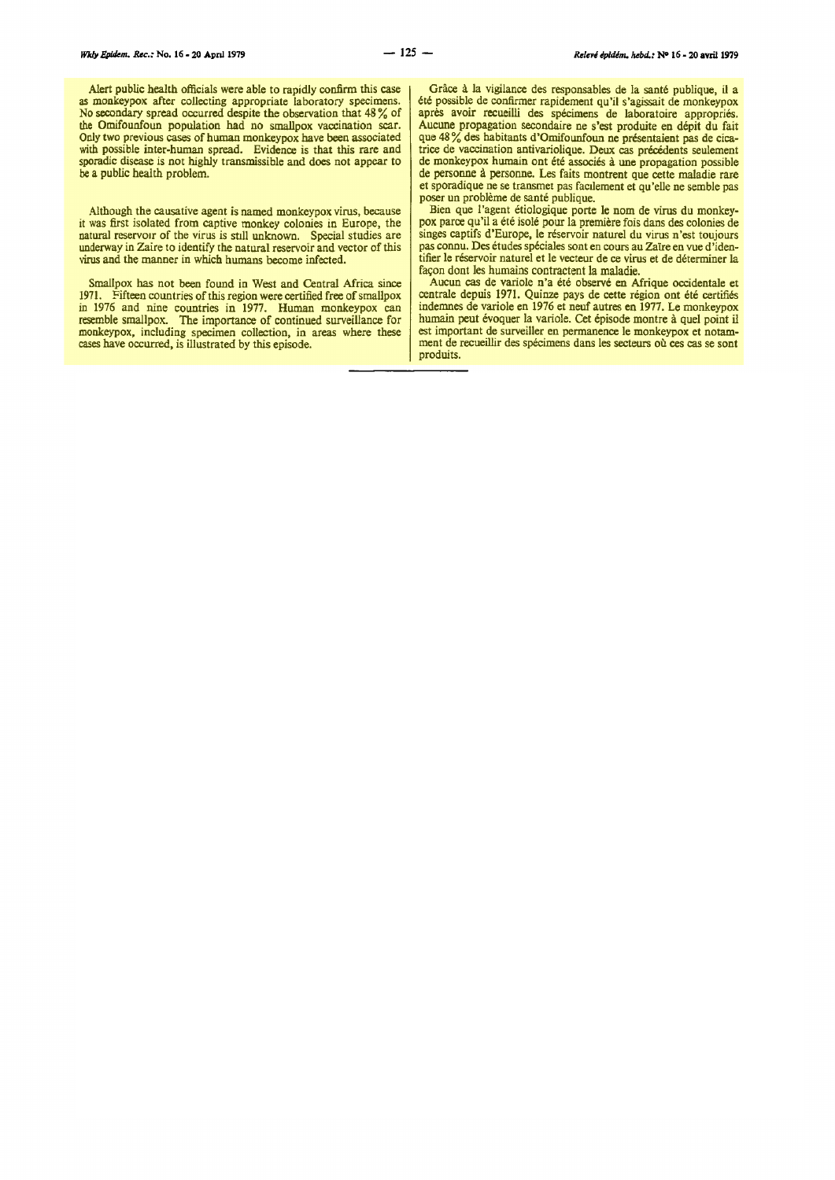Alert public health officials were able to rapidly confirm this case as monkeypox after collecting appropriate laboratory specimens. No secondary spread occurred despite the observation that 48% of the Omifounfoun population had no smallpox vaccination scar. Only two previous cases of human monkeypox have been associated with possible inter-human spread. Evidence is that this rare and sporadic disease is not highly transmissible and does not appear to be a public health problem.

Although the causative agent is named monkeypox virus, because it was first isolated from captive monkey colonies in Europe, the natural reservoir of the virus is still unknown. Special studies are underway in Zaire to identify the natural reservoir and vector of this virus and the manner in which humans become infected.

Smallpox has not been found in West and Central Africa since 1971. Fifteen countries of this region were certified free of smallpox in 1976 and nine countries in 1977. Human monkeypox can resemble smallpox. The importance of continued surveillance for monkeypox, including specimen collection, in areas where these cases have occurred, is illustrated by this episode.

Grâce à la vigilance des responsables de la santé publique, il a été possible de confirmer rapidement qu'il s'agissait de monkeypox après avoir recueilli des spécimens de laboratoire appropriés. Aucune propagation secondaire ne s'est produite en dépit du fait que 48% des habitants d'Omifounfoun ne présentaient pas de cicatrice de vaccination antivariolique. Deux cas précédents seulement de monkeypox humain ont été associés à une propagation possible de personne à personne. Les faits montrent que cette maladie rare et sporadique ne se transmet pas facilement et qu'elle ne semble pas poser un problème de santé publique.

Bien que l'agent étiologique porte le nom de virus du monkeypox parce qu'il a été isolé pour la première fois dans des colonies de singes captifs d'Europe, le réservoir naturel du virus n'est toujours pas connu. Des études spéciales sont en cours au Zaïre en vue d'identifier le réservoir naturel et le vecteur de ce virus et de déterminer la façon dont les humains contractent la maladie.

Aucun cas de variole n'a été observé en Afrique occidentale et centrale depuis 1971. Quinze pays de cette région ont été certifiés indemnes de variole en 1976 et neuf autres en 1977. Le monkeypox humain peut évoquer la variole. Cet épisode montre à quel point il est important de surveiller en permanence le monkeypox et notamment de recueillir des spécimens dans les secteurs où ces cas se sont produits.